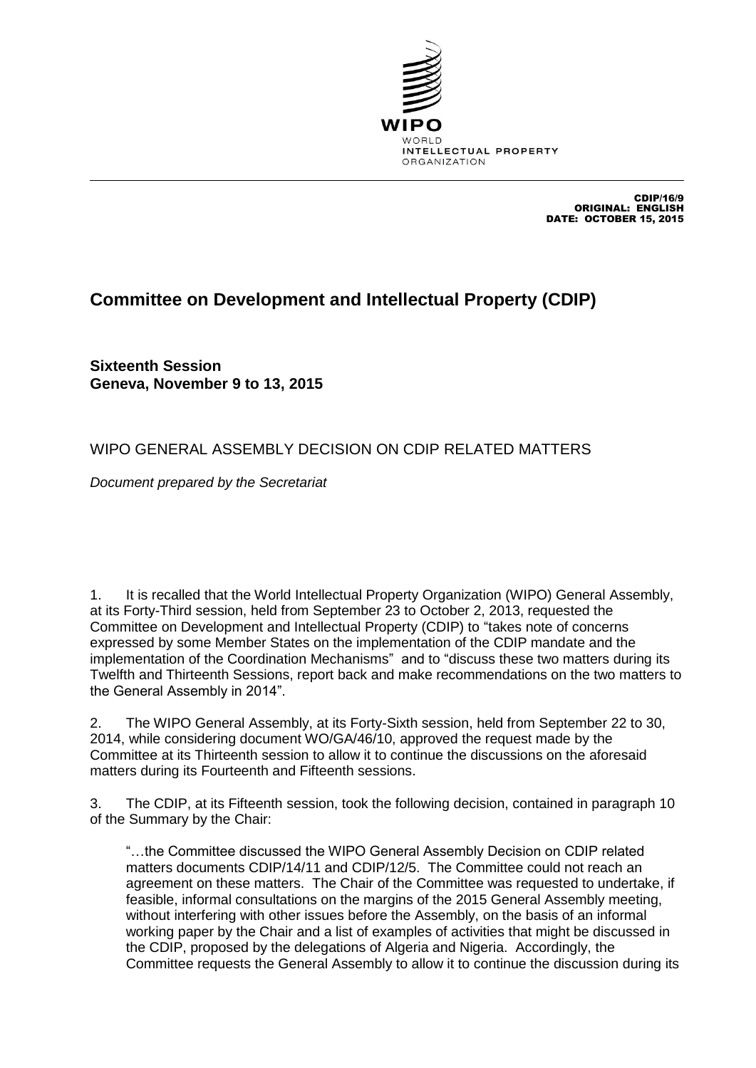WIPO
WORLD
INTELLECTUAL PROPERTY
ORGANIZATION

CDIP/16/9
ORIGINAL: ENGLISH
DATE: OCTOBER 15, 2015

# Committee on Development and Intellectual Property (CDIP)

**Sixteenth Session**
**Geneva, November 9 to 13, 2015**

## WIPO GENERAL ASSEMBLY DECISION ON CDIP RELATED MATTERS

*Document prepared by the Secretariat*

1. It is recalled that the World Intellectual Property Organization (WIPO) General Assembly, at its Forty-Third session, held from September 23 to October 2, 2013, requested the Committee on Development and Intellectual Property (CDIP) to "takes note of concerns expressed by some Member States on the implementation of the CDIP mandate and the implementation of the Coordination Mechanisms" and to "discuss these two matters during its Twelfth and Thirteenth Sessions, report back and make recommendations on the two matters to the General Assembly in 2014".

2. The WIPO General Assembly, at its Forty-Sixth session, held from September 22 to 30, 2014, while considering document WO/GA/46/10, approved the request made by the Committee at its Thirteenth session to allow it to continue the discussions on the aforesaid matters during its Fourteenth and Fifteenth sessions.

3. The CDIP, at its Fifteenth session, took the following decision, contained in paragraph 10 of the Summary by the Chair:

> "…the Committee discussed the WIPO General Assembly Decision on CDIP related matters documents CDIP/14/11 and CDIP/12/5. The Committee could not reach an agreement on these matters. The Chair of the Committee was requested to undertake, if feasible, informal consultations on the margins of the 2015 General Assembly meeting, without interfering with other issues before the Assembly, on the basis of an informal working paper by the Chair and a list of examples of activities that might be discussed in the CDIP, proposed by the delegations of Algeria and Nigeria. Accordingly, the Committee requests the General Assembly to allow it to continue the discussion during its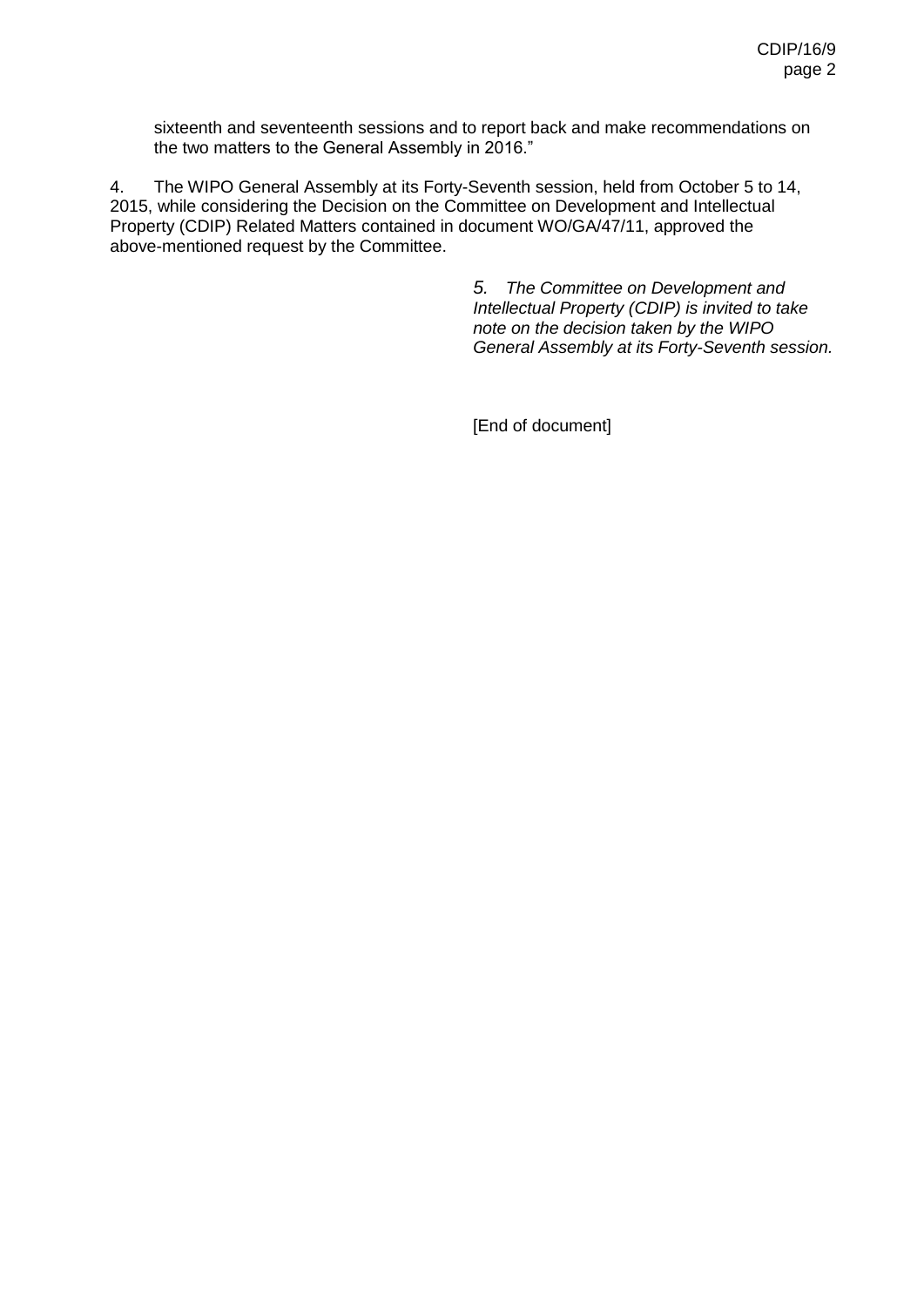sixteenth and seventeenth sessions and to report back and make recommendations on the two matters to the General Assembly in 2016."

4. The WIPO General Assembly at its Forty-Seventh session, held from October 5 to 14, 2015, while considering the Decision on the Committee on Development and Intellectual Property (CDIP) Related Matters contained in document WO/GA/47/11, approved the above-mentioned request by the Committee.

*5. The Committee on Development and Intellectual Property (CDIP) is invited to take note on the decision taken by the WIPO General Assembly at its Forty-Seventh session.*

[End of document]